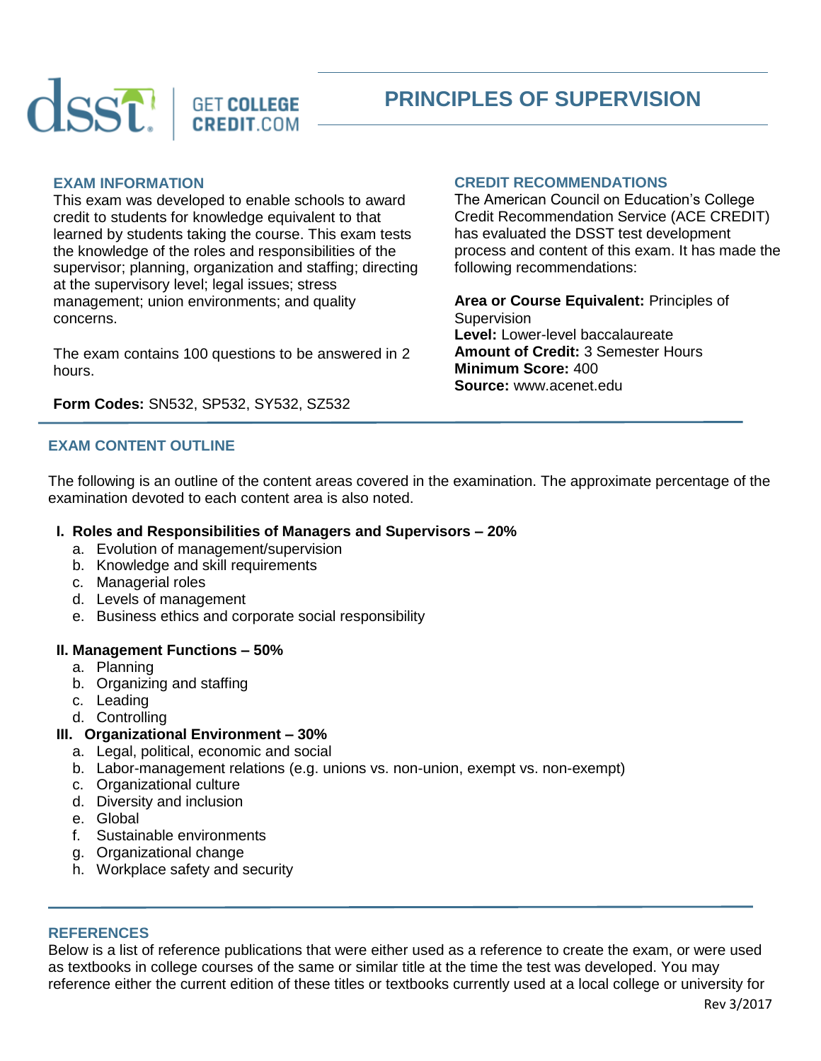# PRINCIPLES OF SUPERVISION

## EXAM INFORMATION

This exam was developed to enable schools to award credit to students for knowledge equivalent to that learned by students taking the course. This exam tests the knowledge of the roles and responsibilities of the supervisor; planning, organization and staffing; directing at the supervisory level; legal issues; stress management; union environments; and quality concerns.

The exam contains 100 questions to be answered in 2 hours.

**Form Codes:** SN532, SP532, SY532, SZ532

## CREDIT RECOMMENDATIONS

The American Council on Education's College Credit Recommendation Service (ACE CREDIT) has evaluated the DSST test development process and content of this exam. It has made the following recommendations:

**Area or Course Equivalent:** Principles of Supervision
**Level:** Lower-level baccalaureate
**Amount of Credit:** 3 Semester Hours
**Minimum Score:** 400
**Source:** www.acenet.edu

## EXAM CONTENT OUTLINE

The following is an outline of the content areas covered in the examination. The approximate percentage of the examination devoted to each content area is also noted.

**I. Roles and Responsibilities of Managers and Supervisors – 20%**

a. Evolution of management/supervision
b. Knowledge and skill requirements
c. Managerial roles
d. Levels of management
e. Business ethics and corporate social responsibility

**II. Management Functions – 50%**

a. Planning
b. Organizing and staffing
c. Leading
d. Controlling

**III. Organizational Environment – 30%**

a. Legal, political, economic and social
b. Labor-management relations (e.g. unions vs. non-union, exempt vs. non-exempt)
c. Organizational culture
d. Diversity and inclusion
e. Global
f. Sustainable environments
g. Organizational change
h. Workplace safety and security

## REFERENCES

Below is a list of reference publications that were either used as a reference to create the exam, or were used as textbooks in college courses of the same or similar title at the time the test was developed. You may reference either the current edition of these titles or textbooks currently used at a local college or university for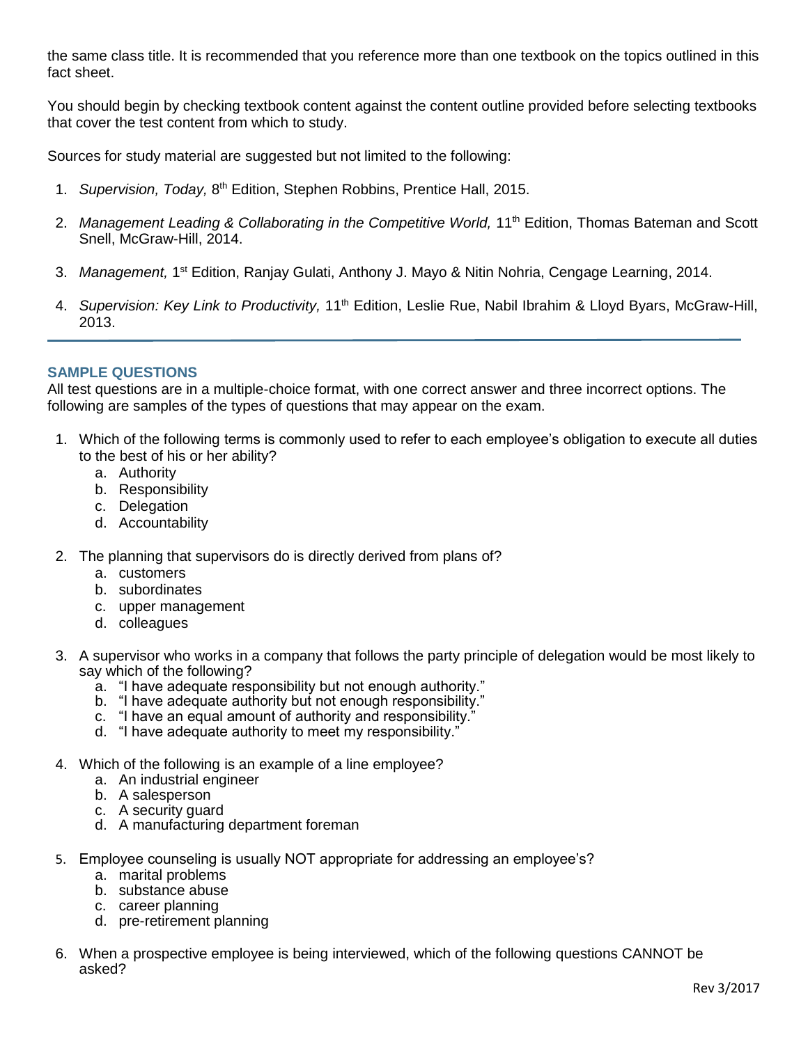the same class title. It is recommended that you reference more than one textbook on the topics outlined in this fact sheet.

You should begin by checking textbook content against the content outline provided before selecting textbooks that cover the test content from which to study.

Sources for study material are suggested but not limited to the following:

1. *Supervision, Today,* 8th Edition, Stephen Robbins, Prentice Hall, 2015.
2. *Management Leading & Collaborating in the Competitive World,* 11th Edition, Thomas Bateman and Scott Snell, McGraw-Hill, 2014.
3. *Management,* 1st Edition, Ranjay Gulati, Anthony J. Mayo & Nitin Nohria, Cengage Learning, 2014.
4. *Supervision: Key Link to Productivity,* 11th Edition, Leslie Rue, Nabil Ibrahim & Lloyd Byars, McGraw-Hill, 2013.

---

## SAMPLE QUESTIONS

All test questions are in a multiple-choice format, with one correct answer and three incorrect options. The following are samples of the types of questions that may appear on the exam.

1. Which of the following terms is commonly used to refer to each employee's obligation to execute all duties to the best of his or her ability?
   a. Authority
   b. Responsibility
   c. Delegation
   d. Accountability

2. The planning that supervisors do is directly derived from plans of?
   a. customers
   b. subordinates
   c. upper management
   d. colleagues

3. A supervisor who works in a company that follows the party principle of delegation would be most likely to say which of the following?
   a. "I have adequate responsibility but not enough authority."
   b. "I have adequate authority but not enough responsibility."
   c. "I have an equal amount of authority and responsibility."
   d. "I have adequate authority to meet my responsibility."

4. Which of the following is an example of a line employee?
   a. An industrial engineer
   b. A salesperson
   c. A security guard
   d. A manufacturing department foreman

5. Employee counseling is usually NOT appropriate for addressing an employee's?
   a. marital problems
   b. substance abuse
   c. career planning
   d. pre-retirement planning

6. When a prospective employee is being interviewed, which of the following questions CANNOT be asked?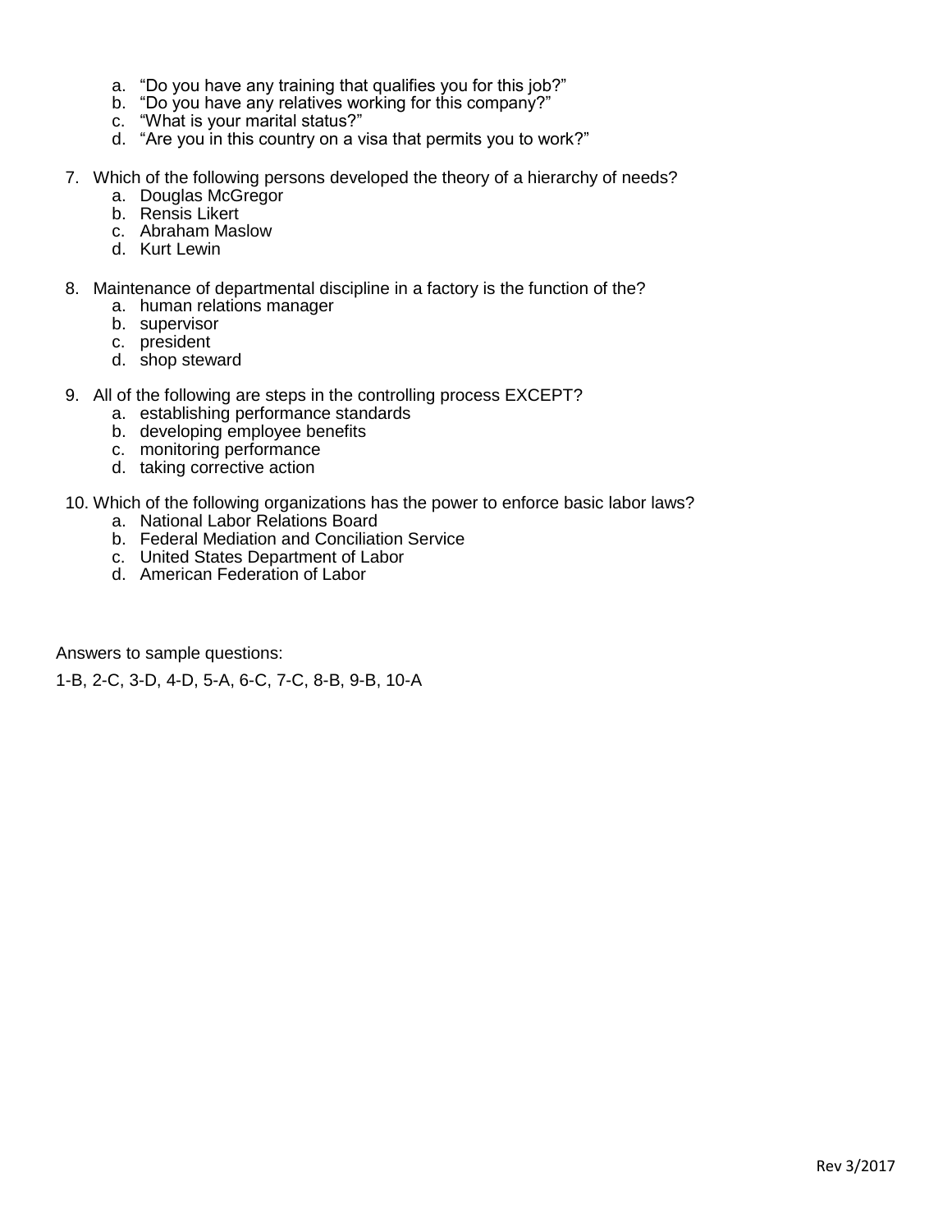a. "Do you have any training that qualifies you for this job?"
   b. "Do you have any relatives working for this company?"
   c. "What is your marital status?"
   d. "Are you in this country on a visa that permits you to work?"

7. Which of the following persons developed the theory of a hierarchy of needs?
   a. Douglas McGregor
   b. Rensis Likert
   c. Abraham Maslow
   d. Kurt Lewin

8. Maintenance of departmental discipline in a factory is the function of the?
   a. human relations manager
   b. supervisor
   c. president
   d. shop steward

9. All of the following are steps in the controlling process EXCEPT?
   a. establishing performance standards
   b. developing employee benefits
   c. monitoring performance
   d. taking corrective action

10. Which of the following organizations has the power to enforce basic labor laws?
    a. National Labor Relations Board
    b. Federal Mediation and Conciliation Service
    c. United States Department of Labor
    d. American Federation of Labor

Answers to sample questions:

1-B, 2-C, 3-D, 4-D, 5-A, 6-C, 7-C, 8-B, 9-B, 10-A

Rev 3/2017